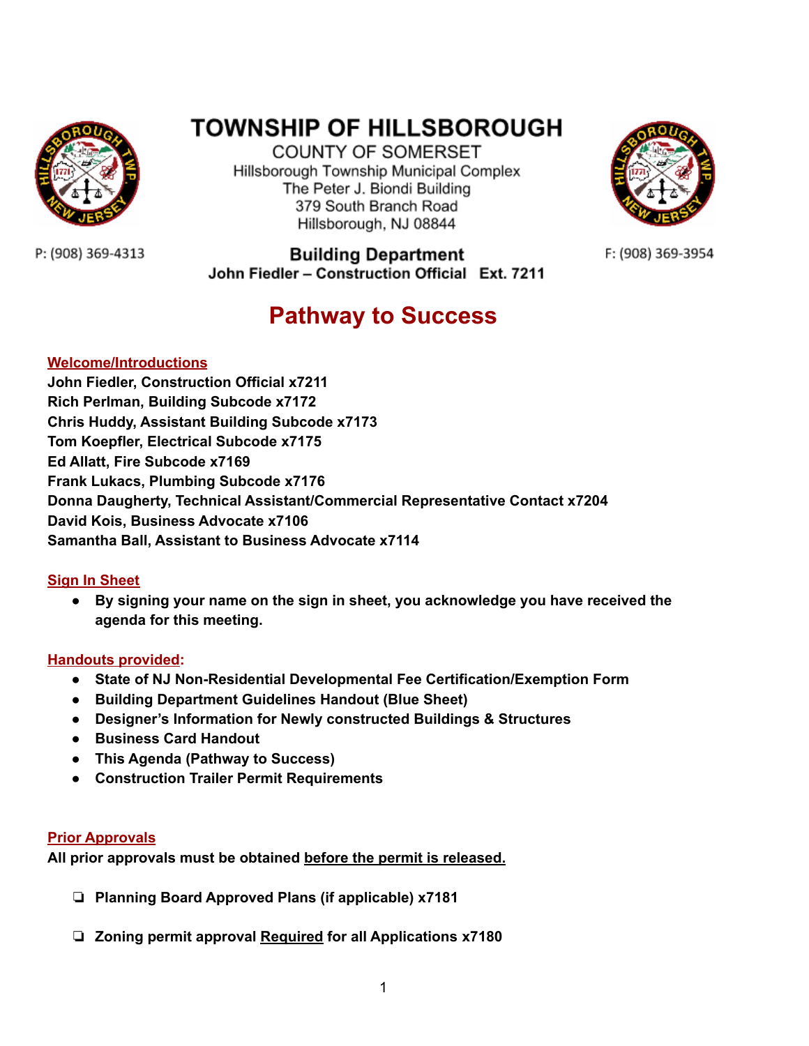# TOWNSHIP OF HILLSBOROUGH

COUNTY OF SOMERSET
Hillsborough Township Municipal Complex
The Peter J. Biondi Building
379 South Branch Road
Hillsborough, NJ 08844

P: (908) 369-4313

**Building Department**
**John Fiedler – Construction Official Ext. 7211**

F: (908) 369-3954

## Pathway to Success

### Welcome/Introductions

**John Fiedler, Construction Official x7211**
**Rich Perlman, Building Subcode x7172**
**Chris Huddy, Assistant Building Subcode x7173**
**Tom Koepfler, Electrical Subcode x7175**
**Ed Allatt, Fire Subcode x7169**
**Frank Lukacs, Plumbing Subcode x7176**
**Donna Daugherty, Technical Assistant/Commercial Representative Contact x7204**
**David Kois, Business Advocate x7106**
**Samantha Ball, Assistant to Business Advocate x7114**

### Sign In Sheet

- **By signing your name on the sign in sheet, you acknowledge you have received the agenda for this meeting.**

### Handouts provided:

- **State of NJ Non-Residential Developmental Fee Certification/Exemption Form**
- **Building Department Guidelines Handout (Blue Sheet)**
- **Designer's Information for Newly constructed Buildings & Structures**
- **Business Card Handout**
- **This Agenda (Pathway to Success)**
- **Construction Trailer Permit Requirements**

### Prior Approvals

**All prior approvals must be obtained <u>before the permit is released.</u>**

- ❏ **Planning Board Approved Plans (if applicable) x7181**
- ❏ **Zoning permit approval <u>Required</u> for all Applications x7180**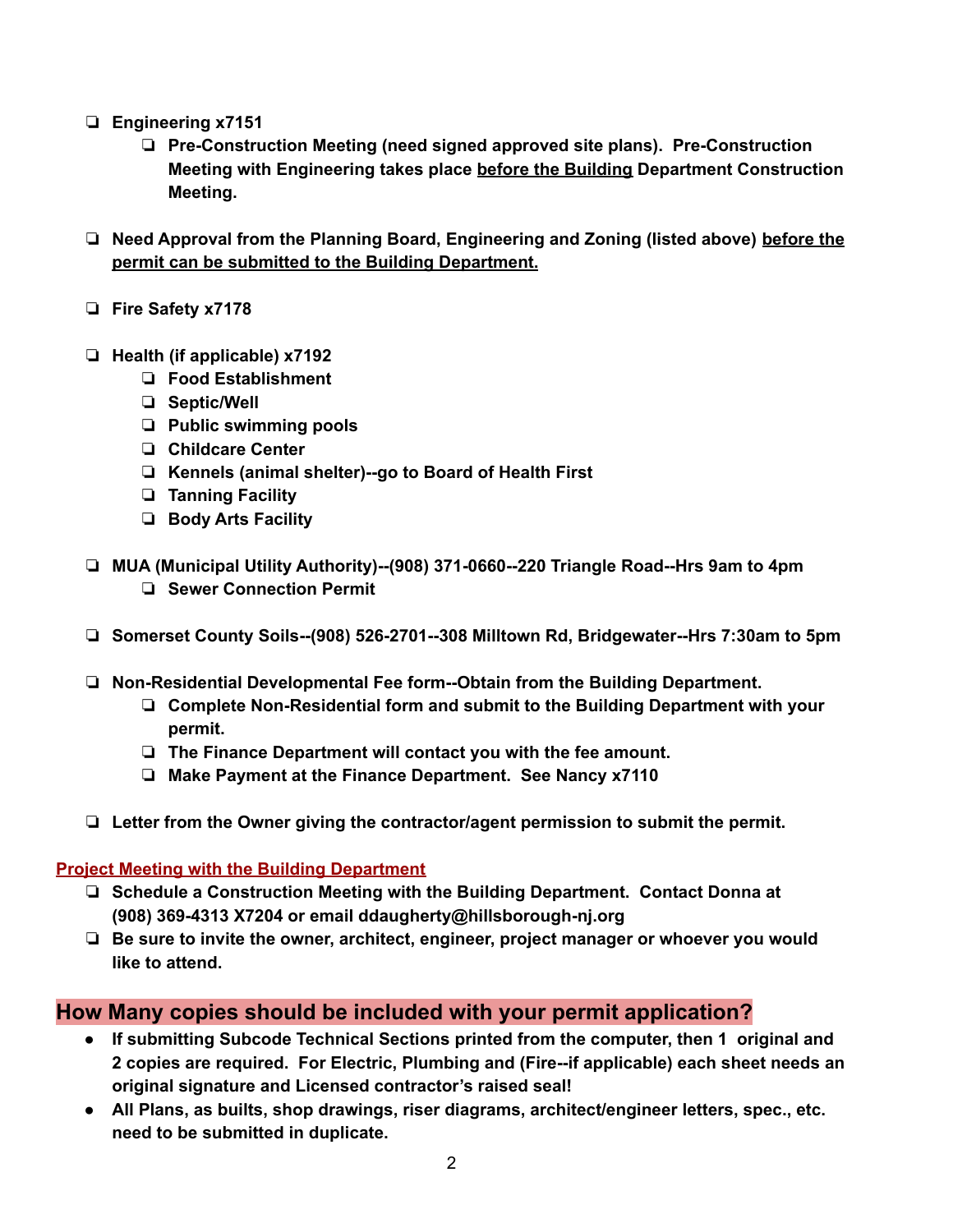- ❑ **Engineering x7151**
    - ❑ **Pre-Construction Meeting (need signed approved site plans). Pre-Construction Meeting with Engineering takes place <u>before the Building</u> Department Construction Meeting.**

- ❑ **Need Approval from the Planning Board, Engineering and Zoning (listed above) <u>before the permit can be submitted to the Building Department.</u>**

- ❑ **Fire Safety x7178**

- ❑ **Health (if applicable) x7192**
    - ❑ **Food Establishment**
    - ❑ **Septic/Well**
    - ❑ **Public swimming pools**
    - ❑ **Childcare Center**
    - ❑ **Kennels (animal shelter)--go to Board of Health First**
    - ❑ **Tanning Facility**
    - ❑ **Body Arts Facility**

- ❑ **MUA (Municipal Utility Authority)--(908) 371-0660--220 Triangle Road--Hrs 9am to 4pm**
    - ❑ **Sewer Connection Permit**

- ❑ **Somerset County Soils--(908) 526-2701--308 Milltown Rd, Bridgewater--Hrs 7:30am to 5pm**

- ❑ **Non-Residential Developmental Fee form--Obtain from the Building Department.**
    - ❑ **Complete Non-Residential form and submit to the Building Department with your permit.**
    - ❑ **The Finance Department will contact you with the fee amount.**
    - ❑ **Make Payment at the Finance Department. See Nancy x7110**

- ❑ **Letter from the Owner giving the contractor/agent permission to submit the permit.**

**<u>Project Meeting with the Building Department</u>**

- ❑ **Schedule a Construction Meeting with the Building Department. Contact Donna at (908) 369-4313 X7204 or email ddaugherty@hillsborough-nj.org**
- ❑ **Be sure to invite the owner, architect, engineer, project manager or whoever you would like to attend.**

## How Many copies should be included with your permit application?

- **If submitting Subcode Technical Sections printed from the computer, then 1 original and 2 copies are required. For Electric, Plumbing and (Fire--if applicable) each sheet needs an original signature and Licensed contractor's raised seal!**
- **All Plans, as builts, shop drawings, riser diagrams, architect/engineer letters, spec., etc. need to be submitted in duplicate.**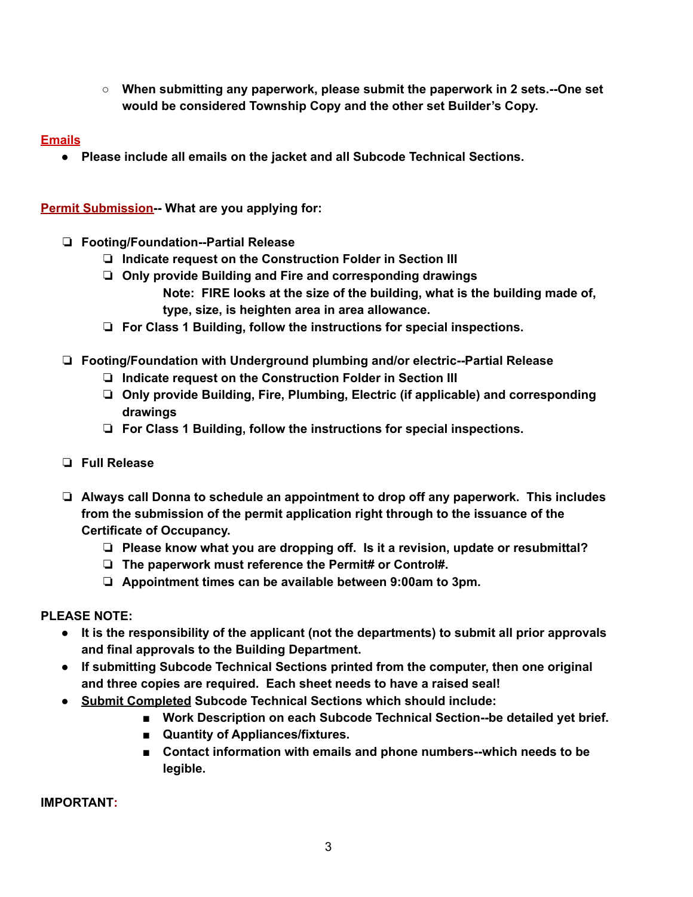- **When submitting any paperwork, please submit the paperwork in 2 sets.--One set would be considered Township Copy and the other set Builder's Copy.**

**Emails**

- **Please include all emails on the jacket and all Subcode Technical Sections.**

**Permit Submission-- What are you applying for:**

- ❏ **Footing/Foundation--Partial Release**
  - ❏ **Indicate request on the Construction Folder in Section III**
  - ❏ **Only provide Building and Fire and corresponding drawings**

    **Note: FIRE looks at the size of the building, what is the building made of, type, size, is heighten area in area allowance.**
  - ❏ **For Class 1 Building, follow the instructions for special inspections.**

- ❏ **Footing/Foundation with Underground plumbing and/or electric--Partial Release**
  - ❏ **Indicate request on the Construction Folder in Section III**
  - ❏ **Only provide Building, Fire, Plumbing, Electric (if applicable) and corresponding drawings**
  - ❏ **For Class 1 Building, follow the instructions for special inspections.**

- ❏ **Full Release**

- ❏ **Always call Donna to schedule an appointment to drop off any paperwork. This includes from the submission of the permit application right through to the issuance of the Certificate of Occupancy.**
  - ❏ **Please know what you are dropping off. Is it a revision, update or resubmittal?**
  - ❏ **The paperwork must reference the Permit# or Control#.**
  - ❏ **Appointment times can be available between 9:00am to 3pm.**

**PLEASE NOTE:**

- **It is the responsibility of the applicant (not the departments) to submit all prior approvals and final approvals to the Building Department.**
- **If submitting Subcode Technical Sections printed from the computer, then one original and three copies are required. Each sheet needs to have a raised seal!**
- **Submit Completed Subcode Technical Sections which should include:**
  - **Work Description on each Subcode Technical Section--be detailed yet brief.**
  - **Quantity of Appliances/fixtures.**
  - **Contact information with emails and phone numbers--which needs to be legible.**

**IMPORTANT:**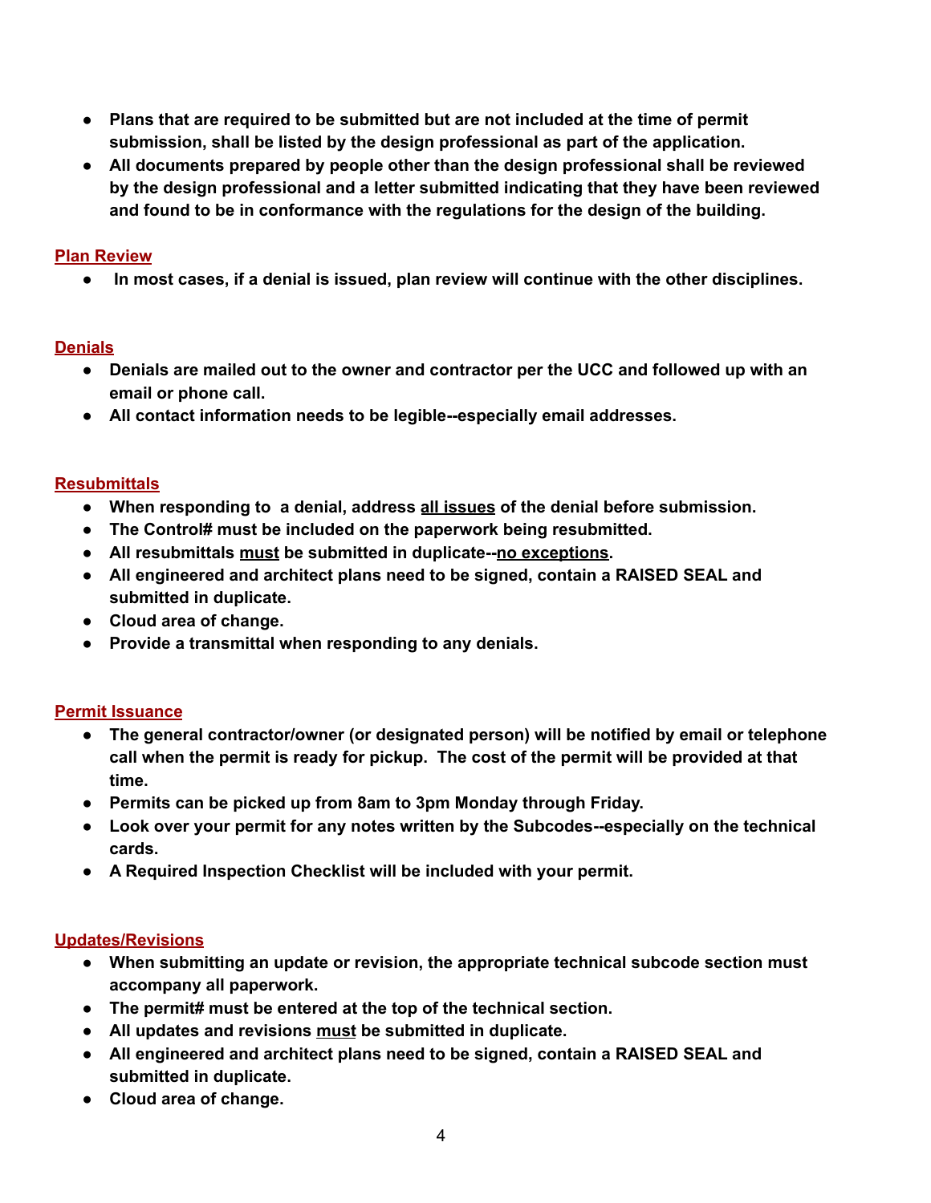- **Plans that are required to be submitted but are not included at the time of permit submission, shall be listed by the design professional as part of the application.**
- **All documents prepared by people other than the design professional shall be reviewed by the design professional and a letter submitted indicating that they have been reviewed and found to be in conformance with the regulations for the design of the building.**

## Plan Review

- **In most cases, if a denial is issued, plan review will continue with the other disciplines.**

## Denials

- **Denials are mailed out to the owner and contractor per the UCC and followed up with an email or phone call.**
- **All contact information needs to be legible--especially email addresses.**

## Resubmittals

- **When responding to a denial, address <u>all issues</u> of the denial before submission.**
- **The Control# must be included on the paperwork being resubmitted.**
- **All resubmittals <u>must</u> be submitted in duplicate--<u>no exceptions</u>.**
- **All engineered and architect plans need to be signed, contain a RAISED SEAL and submitted in duplicate.**
- **Cloud area of change.**
- **Provide a transmittal when responding to any denials.**

## Permit Issuance

- **The general contractor/owner (or designated person) will be notified by email or telephone call when the permit is ready for pickup. The cost of the permit will be provided at that time.**
- **Permits can be picked up from 8am to 3pm Monday through Friday.**
- **Look over your permit for any notes written by the Subcodes--especially on the technical cards.**
- **A Required Inspection Checklist will be included with your permit.**

## Updates/Revisions

- **When submitting an update or revision, the appropriate technical subcode section must accompany all paperwork.**
- **The permit# must be entered at the top of the technical section.**
- **All updates and revisions <u>must</u> be submitted in duplicate.**
- **All engineered and architect plans need to be signed, contain a RAISED SEAL and submitted in duplicate.**
- **Cloud area of change.**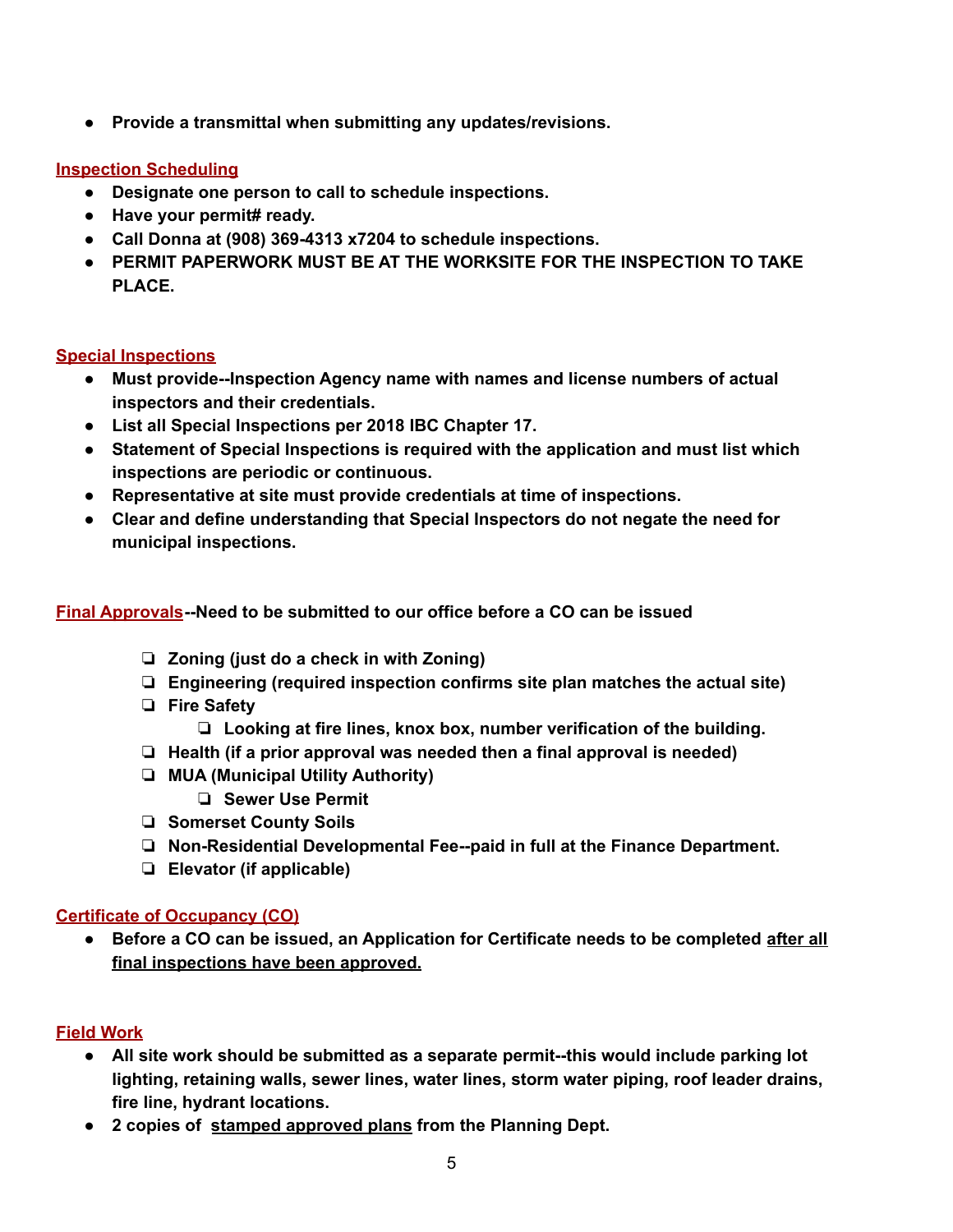- **Provide a transmittal when submitting any updates/revisions.**

## Inspection Scheduling

- **Designate one person to call to schedule inspections.**
- **Have your permit# ready.**
- **Call Donna at (908) 369-4313 x7204 to schedule inspections.**
- **PERMIT PAPERWORK MUST BE AT THE WORKSITE FOR THE INSPECTION TO TAKE PLACE.**

## Special Inspections

- **Must provide--Inspection Agency name with names and license numbers of actual inspectors and their credentials.**
- **List all Special Inspections per 2018 IBC Chapter 17.**
- **Statement of Special Inspections is required with the application and must list which inspections are periodic or continuous.**
- **Representative at site must provide credentials at time of inspections.**
- **Clear and define understanding that Special Inspectors do not negate the need for municipal inspections.**

## Final Approvals--Need to be submitted to our office before a CO can be issued

- ❏ **Zoning (just do a check in with Zoning)**
- ❏ **Engineering (required inspection confirms site plan matches the actual site)**
- ❏ **Fire Safety**
  - ❏ **Looking at fire lines, knox box, number verification of the building.**
- ❏ **Health (if a prior approval was needed then a final approval is needed)**
- ❏ **MUA (Municipal Utility Authority)**
  - ❏ **Sewer Use Permit**
- ❏ **Somerset County Soils**
- ❏ **Non-Residential Developmental Fee--paid in full at the Finance Department.**
- ❏ **Elevator (if applicable)**

## Certificate of Occupancy (CO)

- **Before a CO can be issued, an Application for Certificate needs to be completed <u>after all final inspections have been approved.</u>**

## Field Work

- **All site work should be submitted as a separate permit--this would include parking lot lighting, retaining walls, sewer lines, water lines, storm water piping, roof leader drains, fire line, hydrant locations.**
- **2 copies of <u>stamped approved plans</u> from the Planning Dept.**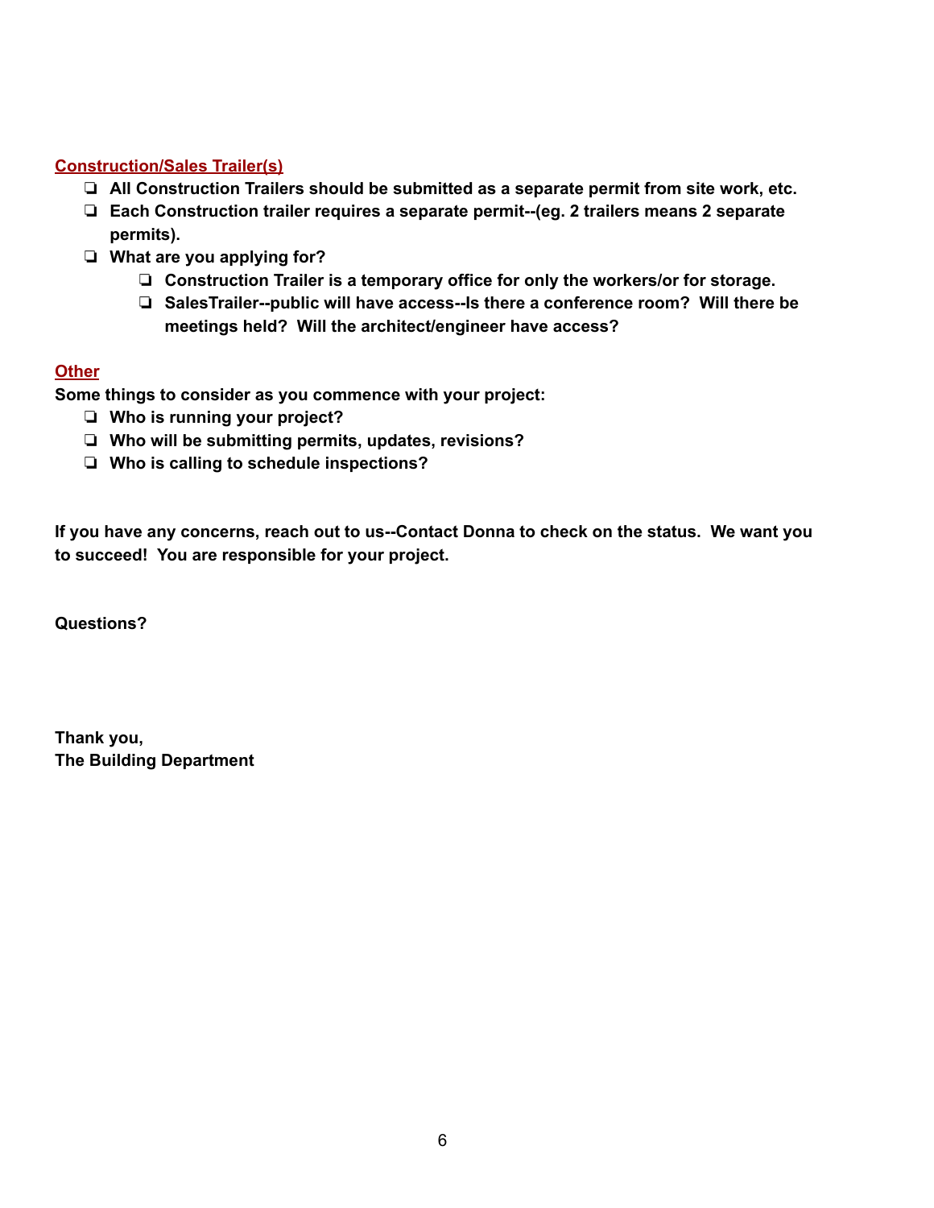**Construction/Sales Trailer(s)**

- ❏ **All Construction Trailers should be submitted as a separate permit from site work, etc.**
- ❏ **Each Construction trailer requires a separate permit--(eg. 2 trailers means 2 separate permits).**
- ❏ **What are you applying for?**
  - ❏ **Construction Trailer is a temporary office for only the workers/or for storage.**
  - ❏ **SalesTrailer--public will have access--Is there a conference room? Will there be meetings held? Will the architect/engineer have access?**

**Other**

**Some things to consider as you commence with your project:**

- ❏ **Who is running your project?**
- ❏ **Who will be submitting permits, updates, revisions?**
- ❏ **Who is calling to schedule inspections?**

**If you have any concerns, reach out to us--Contact Donna to check on the status. We want you to succeed! You are responsible for your project.**

**Questions?**

**Thank you,**
**The Building Department**